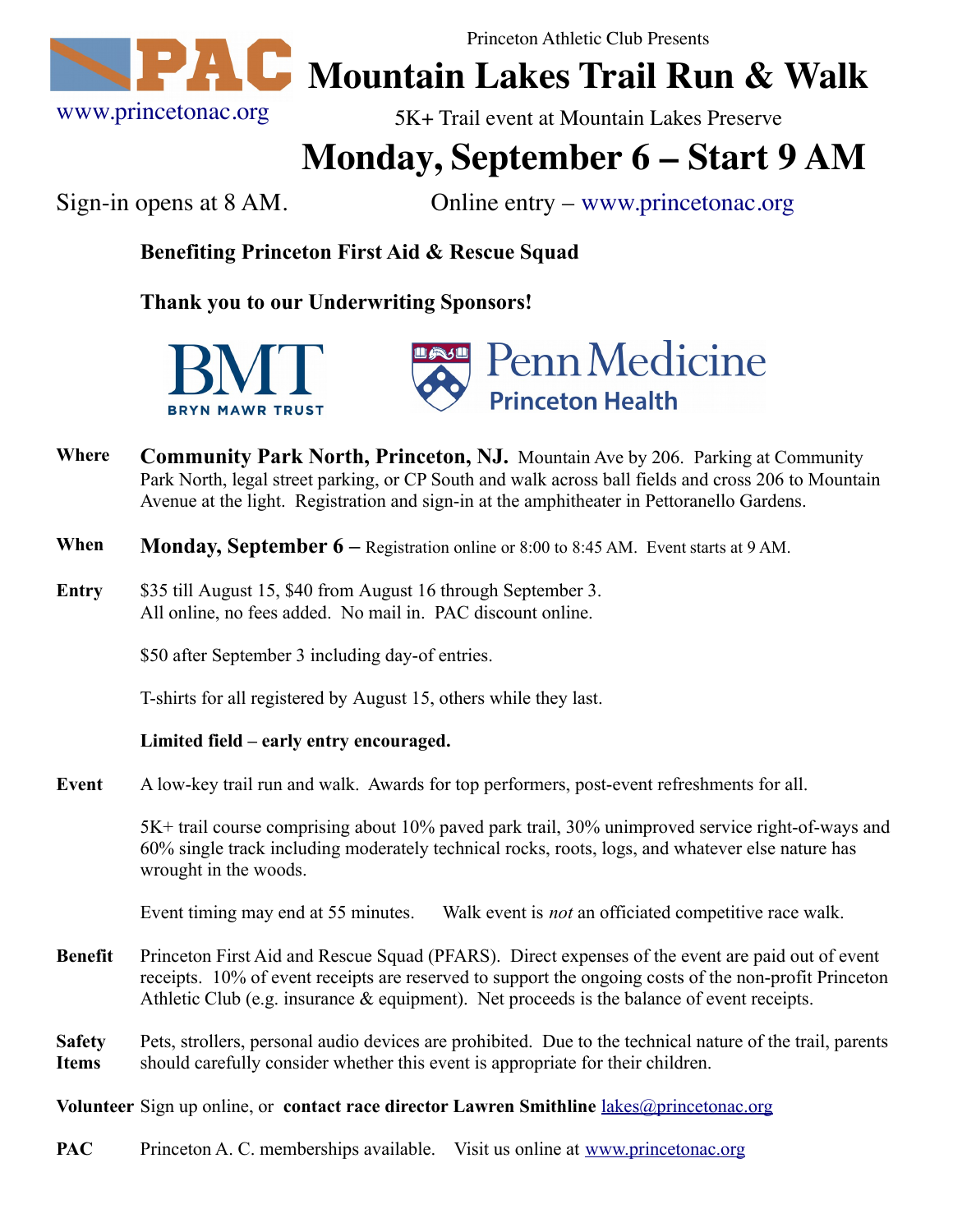PAC

www.princetonac.org

Princeton Athletic Club Presents

# Mountain Lakes Trail Run & Walk

5K+ Trail event at Mountain Lakes Preserve

## Monday, September 6 – Start 9 AM

Sign-in opens at 8 AM. Online entry – www.princetonac.org

**Benefiting Princeton First Aid & Rescue Squad**

**Thank you to our Underwriting Sponsors!**

BMT BRYN MAWR TRUST

Penn Medicine Princeton Health

**Where** **Community Park North, Princeton, NJ.** Mountain Ave by 206. Parking at Community Park North, legal street parking, or CP South and walk across ball fields and cross 206 to Mountain Avenue at the light. Registration and sign-in at the amphitheater in Pettoranello Gardens.

**When** **Monday, September 6 –** Registration online or 8:00 to 8:45 AM. Event starts at 9 AM.

**Entry** $35 till August 15, $40 from August 16 through September 3.
All online, no fees added. No mail in. PAC discount online.

$50 after September 3 including day-of entries.

T-shirts for all registered by August 15, others while they last.

**Limited field – early entry encouraged.**

**Event** A low-key trail run and walk. Awards for top performers, post-event refreshments for all.

5K+ trail course comprising about 10% paved park trail, 30% unimproved service right-of-ways and 60% single track including moderately technical rocks, roots, logs, and whatever else nature has wrought in the woods.

Event timing may end at 55 minutes. Walk event is *not* an officiated competitive race walk.

**Benefit** Princeton First Aid and Rescue Squad (PFARS). Direct expenses of the event are paid out of event receipts. 10% of event receipts are reserved to support the ongoing costs of the non-profit Princeton Athletic Club (e.g. insurance & equipment). Net proceeds is the balance of event receipts.

**Safety Items** Pets, strollers, personal audio devices are prohibited. Due to the technical nature of the trail, parents should carefully consider whether this event is appropriate for their children.

**Volunteer** Sign up online, or **contact race director Lawren Smithline** lakes@princetonac.org

**PAC** Princeton A. C. memberships available. Visit us online at www.princetonac.org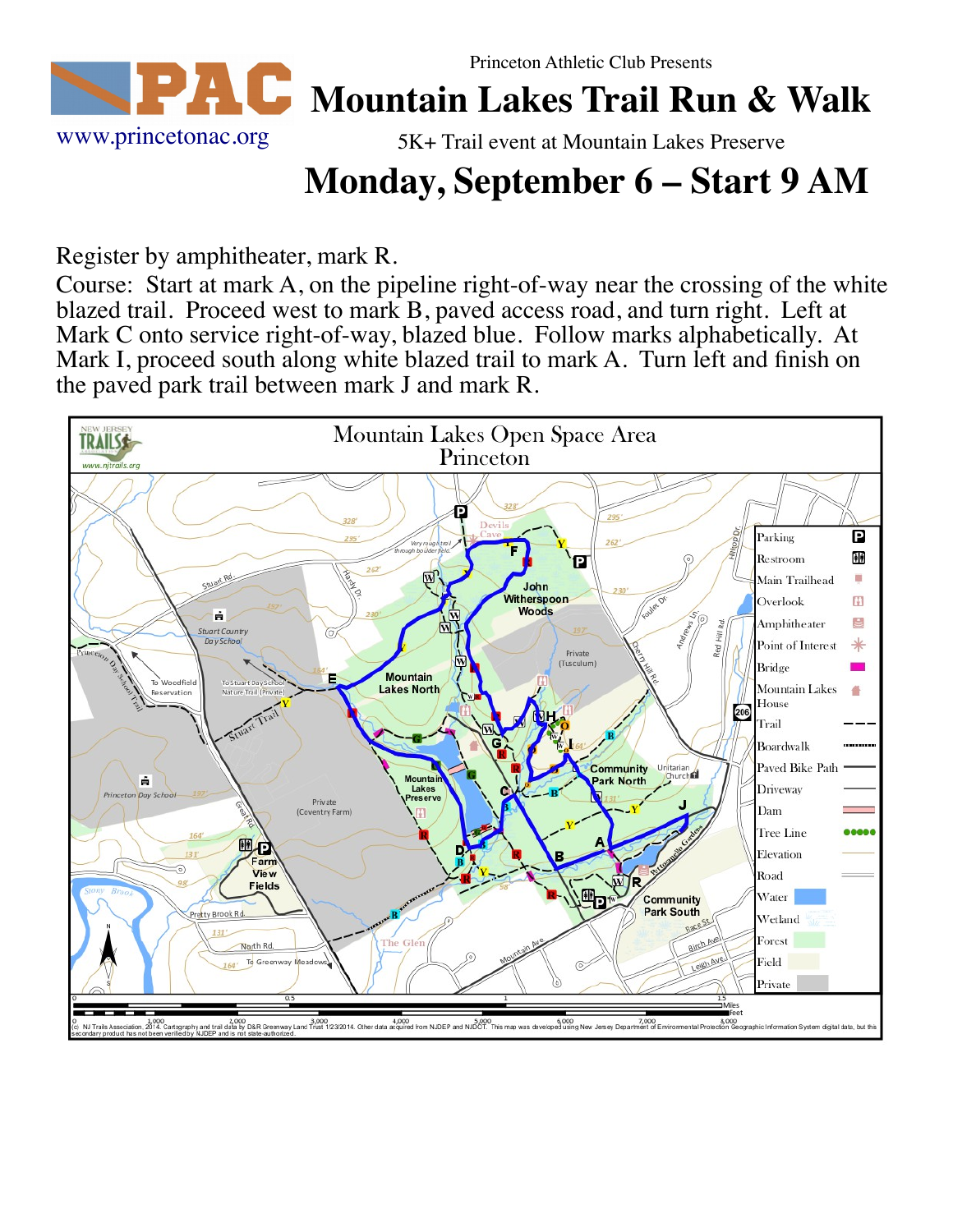Princeton Athletic Club Presents

# Mountain Lakes Trail Run & Walk

PAC

www.princetonac.org

5K+ Trail event at Mountain Lakes Preserve

## Monday, September 6 – Start 9 AM

Register by amphitheater, mark R.

Course: Start at mark A, on the pipeline right-of-way near the crossing of the white blazed trail. Proceed west to mark B, paved access road, and turn right. Left at Mark C onto service right-of-way, blazed blue. Follow marks alphabetically. At Mark I, proceed south along white blazed trail to mark A. Turn left and finish on the paved park trail between mark J and mark R.

Mountain Lakes Open Space Area
Princeton

NEW JERSEY TRAILS ASSOCIATION
www.njtrails.org

Parking
Restroom
Main Trailhead
Overlook
Amphitheater
Point of Interest
Bridge
Mountain Lakes House
Trail
Boardwalk
Paved Bike Path
Driveway
Dam
Tree Line
Elevation
Road
Water
Wetland
Forest
Field
Private

Devils Cave
Very rough trail through boulder field
John Witherspoon Woods
Private (Tusculum)
Mountain Lakes North
Mountain Lakes Preserve
Community Park North
Unitarian Church
Community Park South
Stuart Country Day School
Princeton Day School
Private (Coventry Farm)
Farm View Fields
The Glen
To Woodfield Reservation
To Stuart Day School Nature Trail (Private)
To Greenway Meadows
Stuart Trail
Princeton Day School Trail
Stony Brook
Stuart Rd.
Hardy Dr.
Great Rd.
Pretty Brook Rd.
North Rd.
Mountain Ave
Cherry Hill Rd.
Andrews Ln.
Red Hill Rd.
Hilltop Dr.
Fowler Dr.
Bottonwood Gardens
Race St.
Birch Ave.
Leigh Ave.
206

0 0.5 1 1.5 Miles
0 1,000 2,000 3,000 4,000 5,000 6,000 7,000 8,000 feet

(c) NJ Trails Association, 2014. Cartography and trail data by D&R Greenway Land Trust 1/23/2014. Other data acquired from NJDEP and NJDOT. This map was developed using New Jersey Department of Environmental Protection Geographic Information System digital data, but this secondary product has not been verified by NJDEP and is not state-authorized.